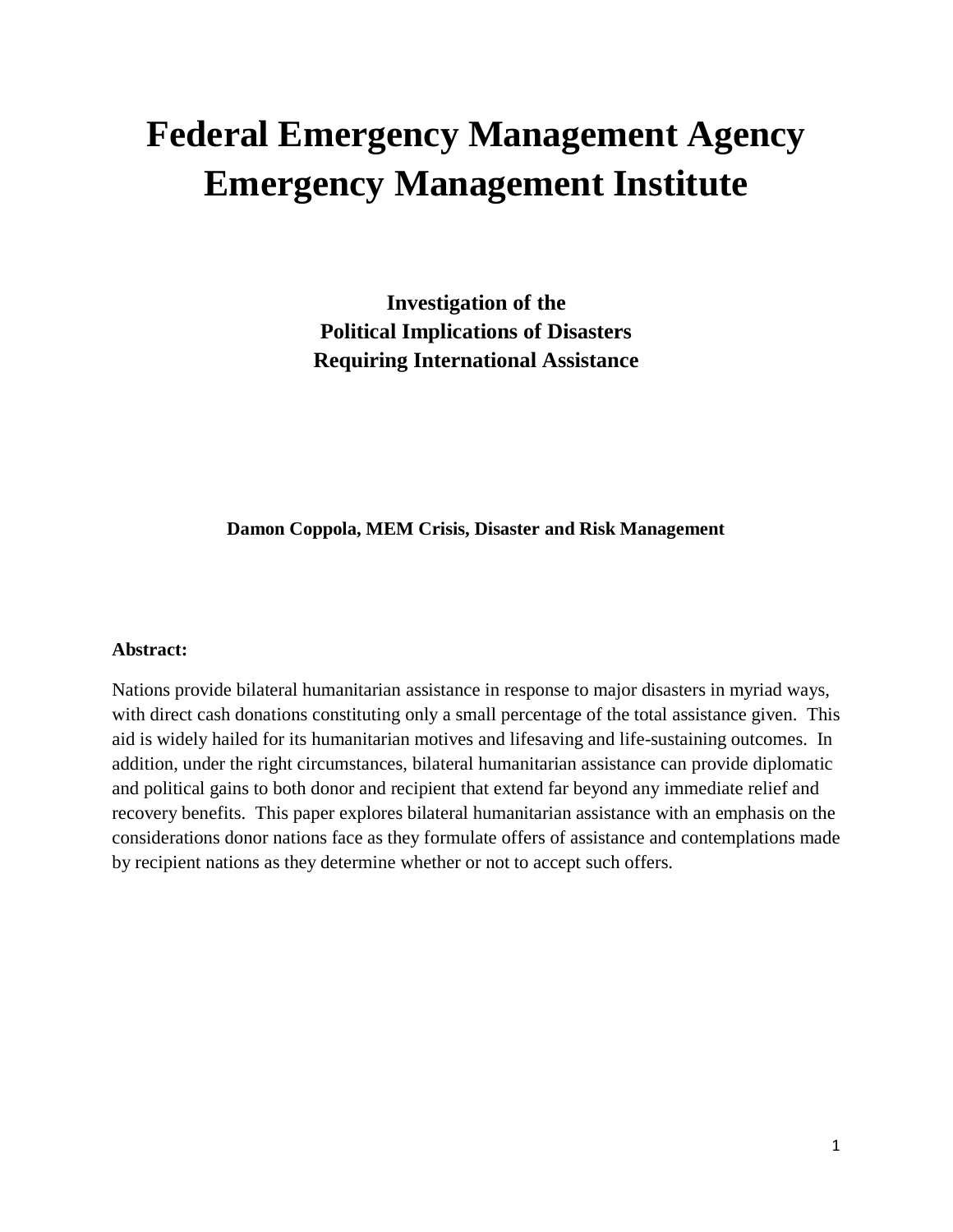# Federal Emergency Management Agency
# Emergency Management Institute

## Investigation of the Political Implications of Disasters Requiring International Assistance

**Damon Coppola, MEM Crisis, Disaster and Risk Management**

**Abstract:**

Nations provide bilateral humanitarian assistance in response to major disasters in myriad ways, with direct cash donations constituting only a small percentage of the total assistance given. This aid is widely hailed for its humanitarian motives and lifesaving and life-sustaining outcomes. In addition, under the right circumstances, bilateral humanitarian assistance can provide diplomatic and political gains to both donor and recipient that extend far beyond any immediate relief and recovery benefits. This paper explores bilateral humanitarian assistance with an emphasis on the considerations donor nations face as they formulate offers of assistance and contemplations made by recipient nations as they determine whether or not to accept such offers.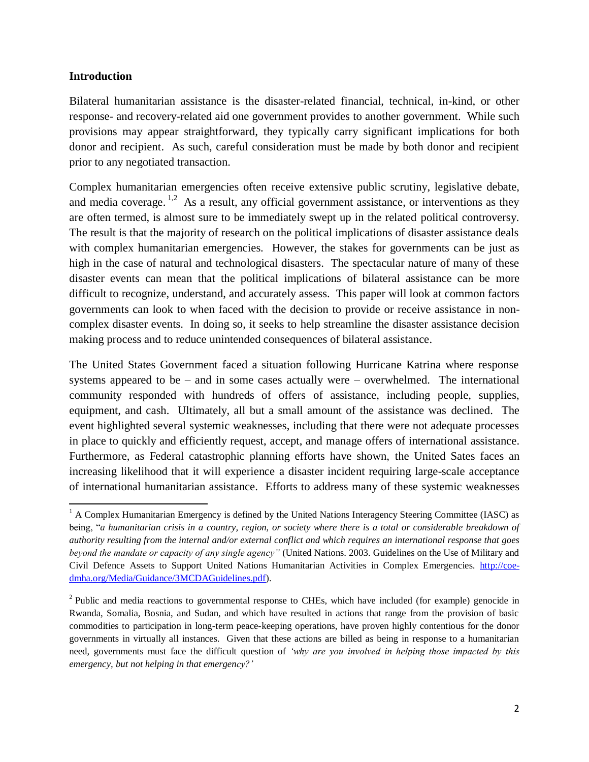## Introduction

Bilateral humanitarian assistance is the disaster-related financial, technical, in-kind, or other response- and recovery-related aid one government provides to another government. While such provisions may appear straightforward, they typically carry significant implications for both donor and recipient. As such, careful consideration must be made by both donor and recipient prior to any negotiated transaction.

Complex humanitarian emergencies often receive extensive public scrutiny, legislative debate, and media coverage. [1,2] As a result, any official government assistance, or interventions as they are often termed, is almost sure to be immediately swept up in the related political controversy. The result is that the majority of research on the political implications of disaster assistance deals with complex humanitarian emergencies. However, the stakes for governments can be just as high in the case of natural and technological disasters. The spectacular nature of many of these disaster events can mean that the political implications of bilateral assistance can be more difficult to recognize, understand, and accurately assess. This paper will look at common factors governments can look to when faced with the decision to provide or receive assistance in non-complex disaster events. In doing so, it seeks to help streamline the disaster assistance decision making process and to reduce unintended consequences of bilateral assistance.

The United States Government faced a situation following Hurricane Katrina where response systems appeared to be – and in some cases actually were – overwhelmed. The international community responded with hundreds of offers of assistance, including people, supplies, equipment, and cash. Ultimately, all but a small amount of the assistance was declined. The event highlighted several systemic weaknesses, including that there were not adequate processes in place to quickly and efficiently request, accept, and manage offers of international assistance. Furthermore, as Federal catastrophic planning efforts have shown, the United Sates faces an increasing likelihood that it will experience a disaster incident requiring large-scale acceptance of international humanitarian assistance. Efforts to address many of these systemic weaknesses

---

[1] A Complex Humanitarian Emergency is defined by the United Nations Interagency Steering Committee (IASC) as being, "*a humanitarian crisis in a country, region, or society where there is a total or considerable breakdown of authority resulting from the internal and/or external conflict and which requires an international response that goes beyond the mandate or capacity of any single agency"* (United Nations. 2003. Guidelines on the Use of Military and Civil Defence Assets to Support United Nations Humanitarian Activities in Complex Emergencies. [http://coe-dmha.org/Media/Guidance/3MCDAGuidelines.pdf](http://coe-dmha.org/Media/Guidance/3MCDAGuidelines.pdf)).

[2] Public and media reactions to governmental response to CHEs, which have included (for example) genocide in Rwanda, Somalia, Bosnia, and Sudan, and which have resulted in actions that range from the provision of basic commodities to participation in long-term peace-keeping operations, have proven highly contentious for the donor governments in virtually all instances. Given that these actions are billed as being in response to a humanitarian need, governments must face the difficult question of *'why are you involved in helping those impacted by this emergency, but not helping in that emergency?'*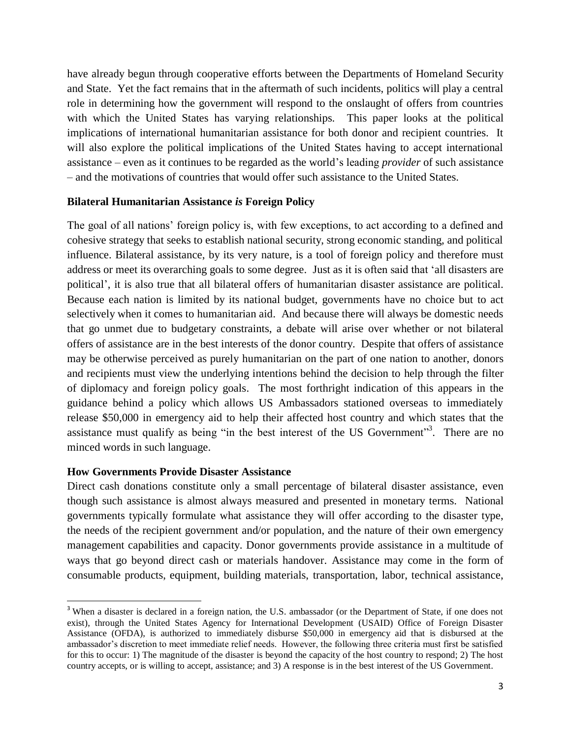have already begun through cooperative efforts between the Departments of Homeland Security and State. Yet the fact remains that in the aftermath of such incidents, politics will play a central role in determining how the government will respond to the onslaught of offers from countries with which the United States has varying relationships. This paper looks at the political implications of international humanitarian assistance for both donor and recipient countries. It will also explore the political implications of the United States having to accept international assistance – even as it continues to be regarded as the world's leading *provider* of such assistance – and the motivations of countries that would offer such assistance to the United States.

**Bilateral Humanitarian Assistance *is* Foreign Policy**

The goal of all nations' foreign policy is, with few exceptions, to act according to a defined and cohesive strategy that seeks to establish national security, strong economic standing, and political influence. Bilateral assistance, by its very nature, is a tool of foreign policy and therefore must address or meet its overarching goals to some degree. Just as it is often said that 'all disasters are political', it is also true that all bilateral offers of humanitarian disaster assistance are political. Because each nation is limited by its national budget, governments have no choice but to act selectively when it comes to humanitarian aid. And because there will always be domestic needs that go unmet due to budgetary constraints, a debate will arise over whether or not bilateral offers of assistance are in the best interests of the donor country. Despite that offers of assistance may be otherwise perceived as purely humanitarian on the part of one nation to another, donors and recipients must view the underlying intentions behind the decision to help through the filter of diplomacy and foreign policy goals. The most forthright indication of this appears in the guidance behind a policy which allows US Ambassadors stationed overseas to immediately release $50,000 in emergency aid to help their affected host country and which states that the assistance must qualify as being "in the best interest of the US Government"[3]. There are no minced words in such language.

**How Governments Provide Disaster Assistance**

Direct cash donations constitute only a small percentage of bilateral disaster assistance, even though such assistance is almost always measured and presented in monetary terms. National governments typically formulate what assistance they will offer according to the disaster type, the needs of the recipient government and/or population, and the nature of their own emergency management capabilities and capacity. Donor governments provide assistance in a multitude of ways that go beyond direct cash or materials handover. Assistance may come in the form of consumable products, equipment, building materials, transportation, labor, technical assistance,

[3] When a disaster is declared in a foreign nation, the U.S. ambassador (or the Department of State, if one does not exist), through the United States Agency for International Development (USAID) Office of Foreign Disaster Assistance (OFDA), is authorized to immediately disburse $50,000 in emergency aid that is disbursed at the ambassador's discretion to meet immediate relief needs. However, the following three criteria must first be satisfied for this to occur: 1) The magnitude of the disaster is beyond the capacity of the host country to respond; 2) The host country accepts, or is willing to accept, assistance; and 3) A response is in the best interest of the US Government.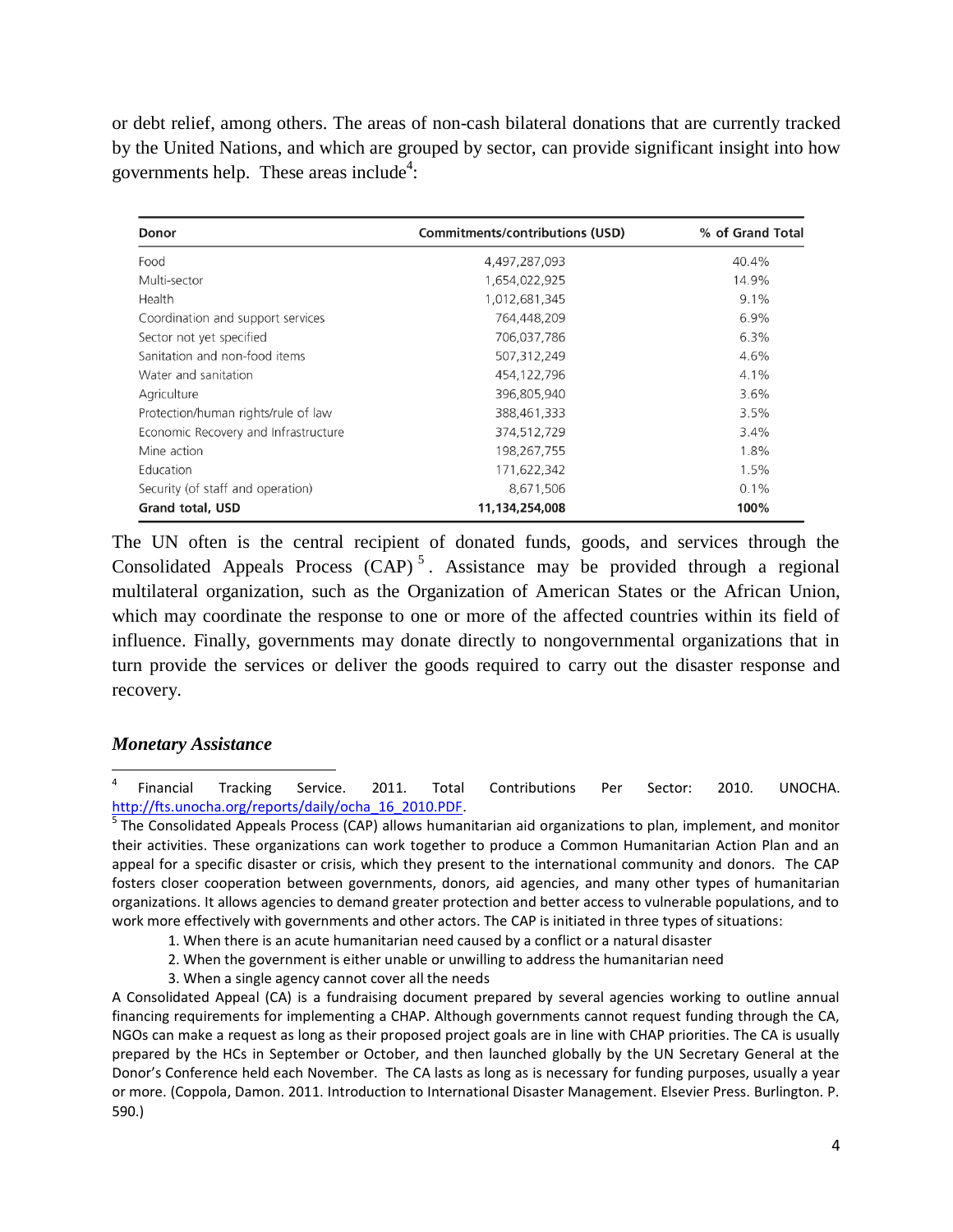or debt relief, among others. The areas of non-cash bilateral donations that are currently tracked by the United Nations, and which are grouped by sector, can provide significant insight into how governments help. These areas include[4]:

| Donor | Commitments/contributions (USD) | % of Grand Total |
|---|---|---|
| Food | 4,497,287,093 | 40.4% |
| Multi-sector | 1,654,022,925 | 14.9% |
| Health | 1,012,681,345 | 9.1% |
| Coordination and support services | 764,448,209 | 6.9% |
| Sector not yet specified | 706,037,786 | 6.3% |
| Sanitation and non-food items | 507,312,249 | 4.6% |
| Water and sanitation | 454,122,796 | 4.1% |
| Agriculture | 396,805,940 | 3.6% |
| Protection/human rights/rule of law | 388,461,333 | 3.5% |
| Economic Recovery and Infrastructure | 374,512,729 | 3.4% |
| Mine action | 198,267,755 | 1.8% |
| Education | 171,622,342 | 1.5% |
| Security (of staff and operation) | 8,671,506 | 0.1% |
| **Grand total, USD** | **11,134,254,008** | **100%** |

The UN often is the central recipient of donated funds, goods, and services through the Consolidated Appeals Process (CAP)[5]. Assistance may be provided through a regional multilateral organization, such as the Organization of American States or the African Union, which may coordinate the response to one or more of the affected countries within its field of influence. Finally, governments may donate directly to nongovernmental organizations that in turn provide the services or deliver the goods required to carry out the disaster response and recovery.

***Monetary Assistance***

---

[4] Financial Tracking Service. 2011. Total Contributions Per Sector: 2010. UNOCHA. http://fts.unocha.org/reports/daily/ocha_16_2010.PDF.

[5] The Consolidated Appeals Process (CAP) allows humanitarian aid organizations to plan, implement, and monitor their activities. These organizations can work together to produce a Common Humanitarian Action Plan and an appeal for a specific disaster or crisis, which they present to the international community and donors. The CAP fosters closer cooperation between governments, donors, aid agencies, and many other types of humanitarian organizations. It allows agencies to demand greater protection and better access to vulnerable populations, and to work more effectively with governments and other actors. The CAP is initiated in three types of situations:

1. When there is an acute humanitarian need caused by a conflict or a natural disaster
2. When the government is either unable or unwilling to address the humanitarian need
3. When a single agency cannot cover all the needs

A Consolidated Appeal (CA) is a fundraising document prepared by several agencies working to outline annual financing requirements for implementing a CHAP. Although governments cannot request funding through the CA, NGOs can make a request as long as their proposed project goals are in line with CHAP priorities. The CA is usually prepared by the HCs in September or October, and then launched globally by the UN Secretary General at the Donor's Conference held each November. The CA lasts as long as is necessary for funding purposes, usually a year or more. (Coppola, Damon. 2011. Introduction to International Disaster Management. Elsevier Press. Burlington. P. 590.)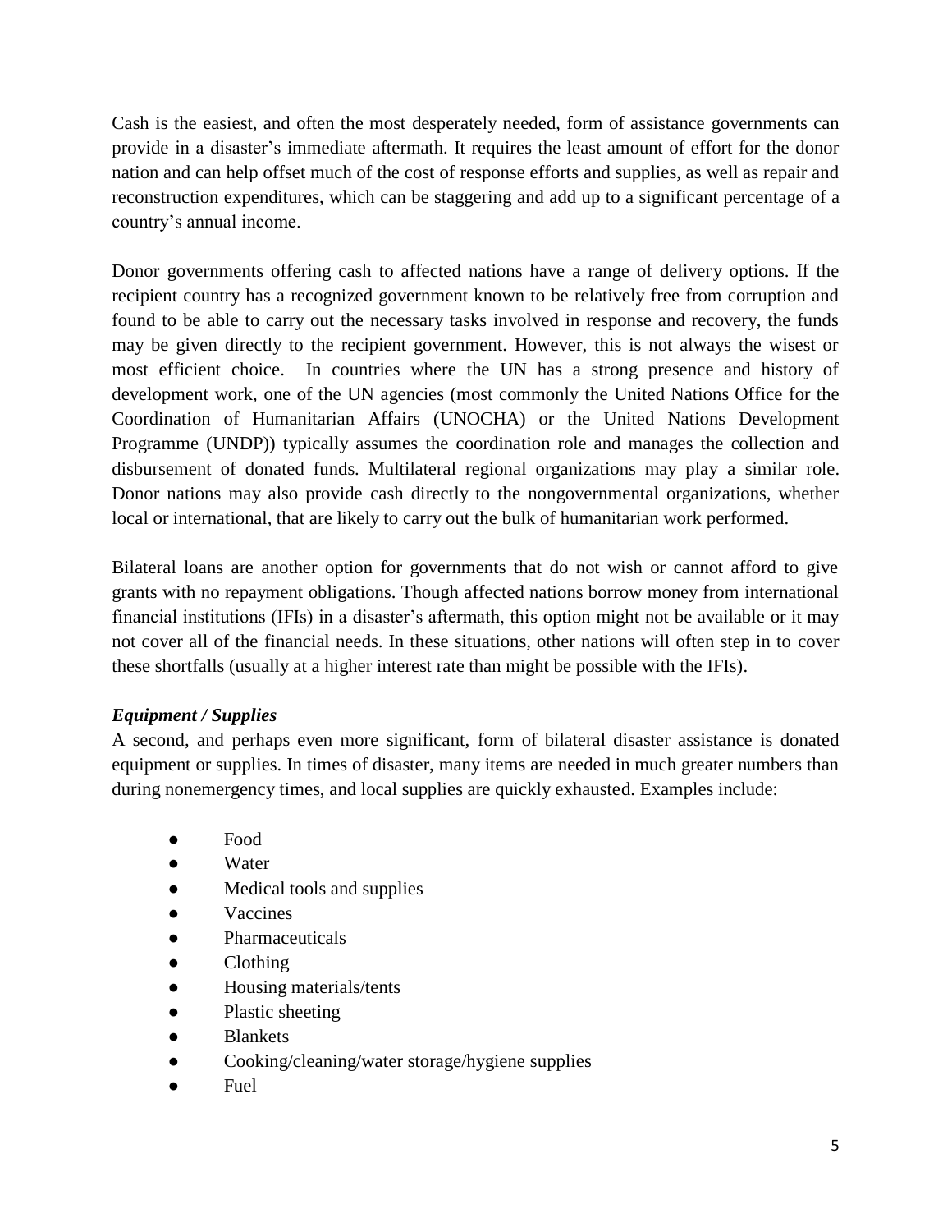Cash is the easiest, and often the most desperately needed, form of assistance governments can provide in a disaster's immediate aftermath. It requires the least amount of effort for the donor nation and can help offset much of the cost of response efforts and supplies, as well as repair and reconstruction expenditures, which can be staggering and add up to a significant percentage of a country's annual income.

Donor governments offering cash to affected nations have a range of delivery options. If the recipient country has a recognized government known to be relatively free from corruption and found to be able to carry out the necessary tasks involved in response and recovery, the funds may be given directly to the recipient government. However, this is not always the wisest or most efficient choice. In countries where the UN has a strong presence and history of development work, one of the UN agencies (most commonly the United Nations Office for the Coordination of Humanitarian Affairs (UNOCHA) or the United Nations Development Programme (UNDP)) typically assumes the coordination role and manages the collection and disbursement of donated funds. Multilateral regional organizations may play a similar role. Donor nations may also provide cash directly to the nongovernmental organizations, whether local or international, that are likely to carry out the bulk of humanitarian work performed.

Bilateral loans are another option for governments that do not wish or cannot afford to give grants with no repayment obligations. Though affected nations borrow money from international financial institutions (IFIs) in a disaster's aftermath, this option might not be available or it may not cover all of the financial needs. In these situations, other nations will often step in to cover these shortfalls (usually at a higher interest rate than might be possible with the IFIs).

***Equipment / Supplies***

A second, and perhaps even more significant, form of bilateral disaster assistance is donated equipment or supplies. In times of disaster, many items are needed in much greater numbers than during nonemergency times, and local supplies are quickly exhausted. Examples include:

- Food
- Water
- Medical tools and supplies
- Vaccines
- Pharmaceuticals
- Clothing
- Housing materials/tents
- Plastic sheeting
- Blankets
- Cooking/cleaning/water storage/hygiene supplies
- Fuel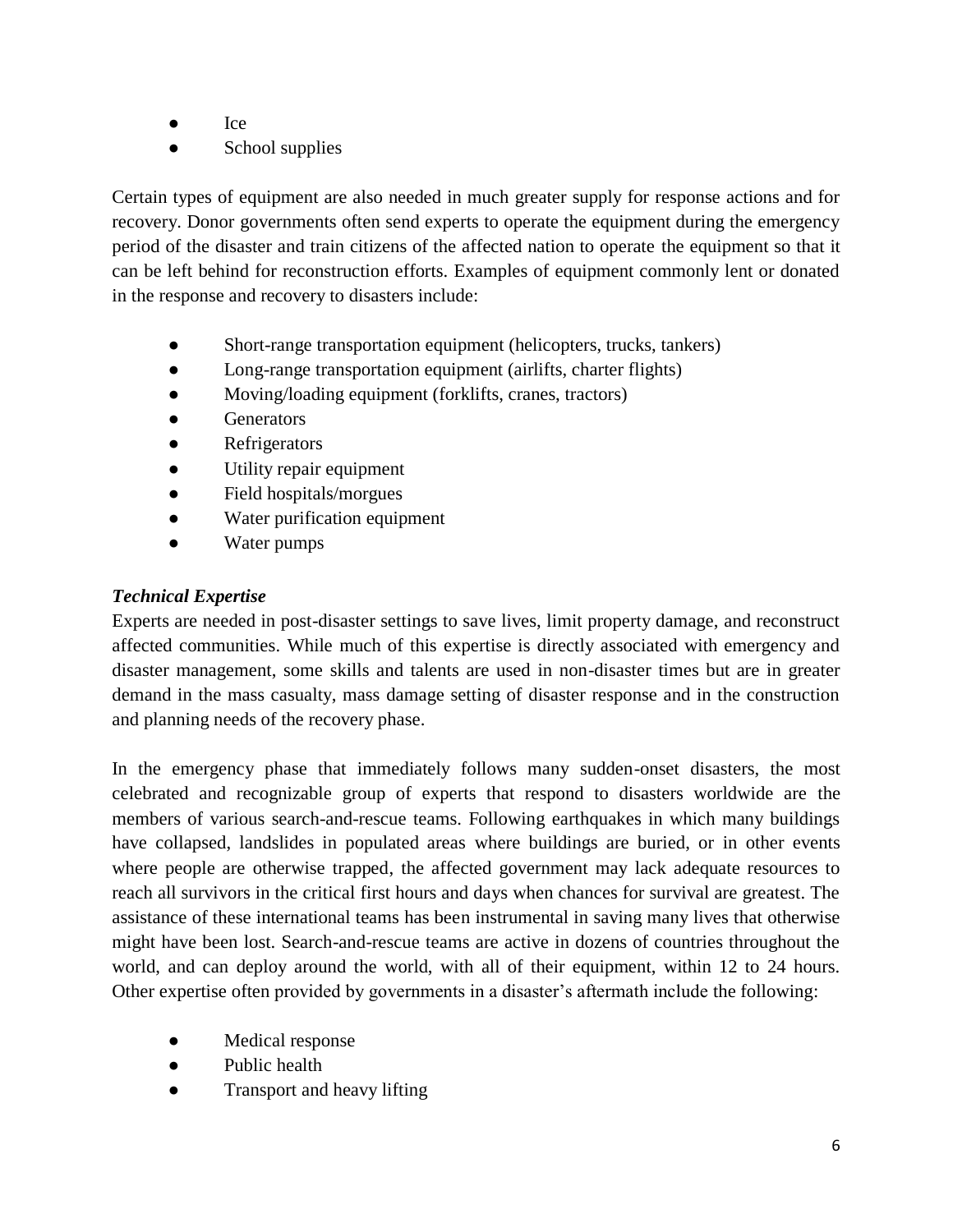- Ice
- School supplies

Certain types of equipment are also needed in much greater supply for response actions and for recovery. Donor governments often send experts to operate the equipment during the emergency period of the disaster and train citizens of the affected nation to operate the equipment so that it can be left behind for reconstruction efforts. Examples of equipment commonly lent or donated in the response and recovery to disasters include:

- Short-range transportation equipment (helicopters, trucks, tankers)
- Long-range transportation equipment (airlifts, charter flights)
- Moving/loading equipment (forklifts, cranes, tractors)
- Generators
- Refrigerators
- Utility repair equipment
- Field hospitals/morgues
- Water purification equipment
- Water pumps

***Technical Expertise***

Experts are needed in post-disaster settings to save lives, limit property damage, and reconstruct affected communities. While much of this expertise is directly associated with emergency and disaster management, some skills and talents are used in non-disaster times but are in greater demand in the mass casualty, mass damage setting of disaster response and in the construction and planning needs of the recovery phase.

In the emergency phase that immediately follows many sudden-onset disasters, the most celebrated and recognizable group of experts that respond to disasters worldwide are the members of various search-and-rescue teams. Following earthquakes in which many buildings have collapsed, landslides in populated areas where buildings are buried, or in other events where people are otherwise trapped, the affected government may lack adequate resources to reach all survivors in the critical first hours and days when chances for survival are greatest. The assistance of these international teams has been instrumental in saving many lives that otherwise might have been lost. Search-and-rescue teams are active in dozens of countries throughout the world, and can deploy around the world, with all of their equipment, within 12 to 24 hours. Other expertise often provided by governments in a disaster's aftermath include the following:

- Medical response
- Public health
- Transport and heavy lifting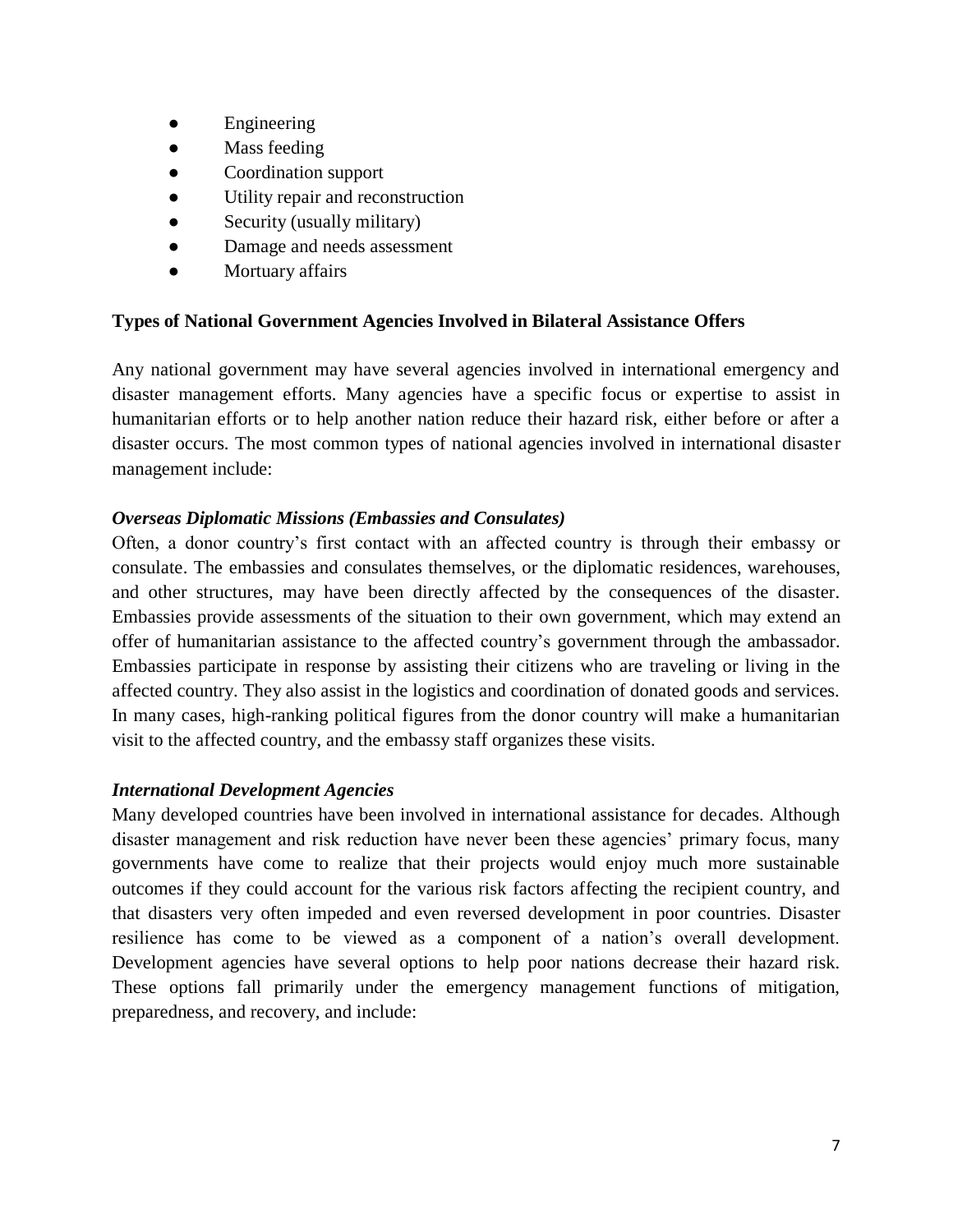- Engineering
- Mass feeding
- Coordination support
- Utility repair and reconstruction
- Security (usually military)
- Damage and needs assessment
- Mortuary affairs

**Types of National Government Agencies Involved in Bilateral Assistance Offers**

Any national government may have several agencies involved in international emergency and disaster management efforts. Many agencies have a specific focus or expertise to assist in humanitarian efforts or to help another nation reduce their hazard risk, either before or after a disaster occurs. The most common types of national agencies involved in international disaster management include:

***Overseas Diplomatic Missions (Embassies and Consulates)***

Often, a donor country's first contact with an affected country is through their embassy or consulate. The embassies and consulates themselves, or the diplomatic residences, warehouses, and other structures, may have been directly affected by the consequences of the disaster. Embassies provide assessments of the situation to their own government, which may extend an offer of humanitarian assistance to the affected country's government through the ambassador. Embassies participate in response by assisting their citizens who are traveling or living in the affected country. They also assist in the logistics and coordination of donated goods and services. In many cases, high-ranking political figures from the donor country will make a humanitarian visit to the affected country, and the embassy staff organizes these visits.

***International Development Agencies***

Many developed countries have been involved in international assistance for decades. Although disaster management and risk reduction have never been these agencies' primary focus, many governments have come to realize that their projects would enjoy much more sustainable outcomes if they could account for the various risk factors affecting the recipient country, and that disasters very often impeded and even reversed development in poor countries. Disaster resilience has come to be viewed as a component of a nation's overall development. Development agencies have several options to help poor nations decrease their hazard risk. These options fall primarily under the emergency management functions of mitigation, preparedness, and recovery, and include: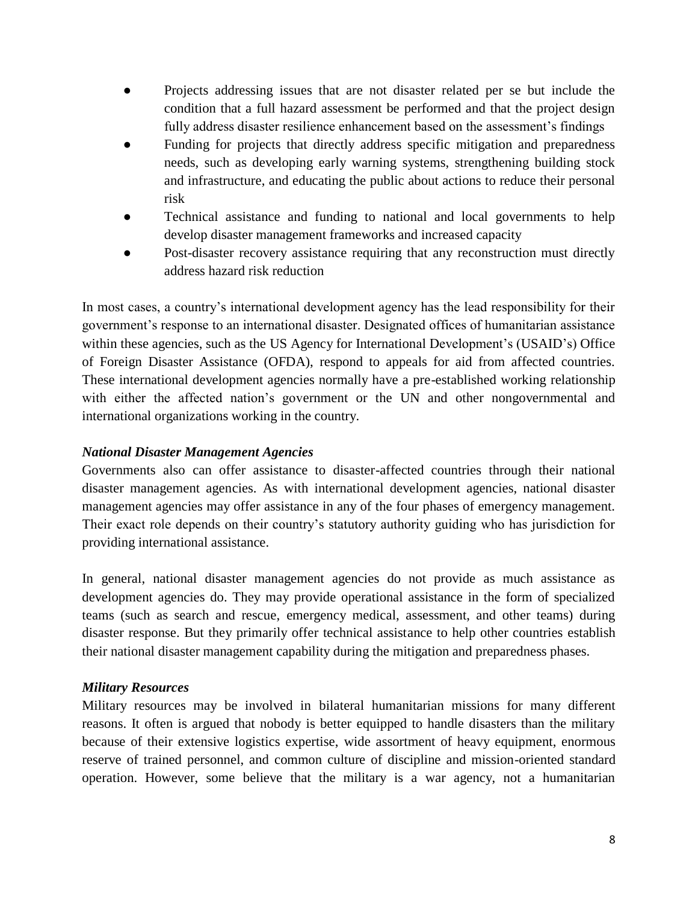- Projects addressing issues that are not disaster related per se but include the condition that a full hazard assessment be performed and that the project design fully address disaster resilience enhancement based on the assessment's findings
- Funding for projects that directly address specific mitigation and preparedness needs, such as developing early warning systems, strengthening building stock and infrastructure, and educating the public about actions to reduce their personal risk
- Technical assistance and funding to national and local governments to help develop disaster management frameworks and increased capacity
- Post-disaster recovery assistance requiring that any reconstruction must directly address hazard risk reduction

In most cases, a country's international development agency has the lead responsibility for their government's response to an international disaster. Designated offices of humanitarian assistance within these agencies, such as the US Agency for International Development's (USAID's) Office of Foreign Disaster Assistance (OFDA), respond to appeals for aid from affected countries. These international development agencies normally have a pre-established working relationship with either the affected nation's government or the UN and other nongovernmental and international organizations working in the country.

***National Disaster Management Agencies***

Governments also can offer assistance to disaster-affected countries through their national disaster management agencies. As with international development agencies, national disaster management agencies may offer assistance in any of the four phases of emergency management. Their exact role depends on their country's statutory authority guiding who has jurisdiction for providing international assistance.

In general, national disaster management agencies do not provide as much assistance as development agencies do. They may provide operational assistance in the form of specialized teams (such as search and rescue, emergency medical, assessment, and other teams) during disaster response. But they primarily offer technical assistance to help other countries establish their national disaster management capability during the mitigation and preparedness phases.

***Military Resources***

Military resources may be involved in bilateral humanitarian missions for many different reasons. It often is argued that nobody is better equipped to handle disasters than the military because of their extensive logistics expertise, wide assortment of heavy equipment, enormous reserve of trained personnel, and common culture of discipline and mission-oriented standard operation. However, some believe that the military is a war agency, not a humanitarian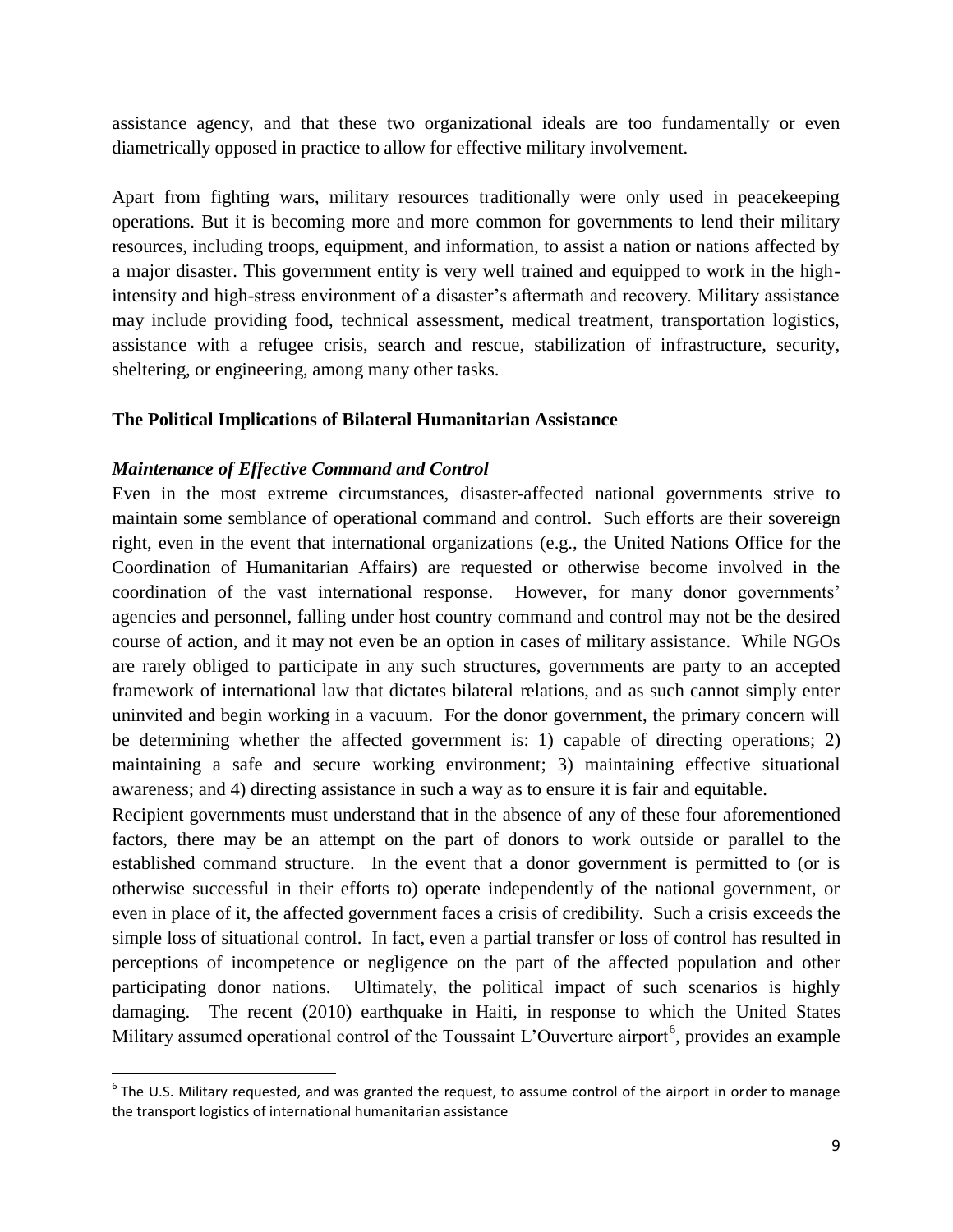assistance agency, and that these two organizational ideals are too fundamentally or even diametrically opposed in practice to allow for effective military involvement.

Apart from fighting wars, military resources traditionally were only used in peacekeeping operations. But it is becoming more and more common for governments to lend their military resources, including troops, equipment, and information, to assist a nation or nations affected by a major disaster. This government entity is very well trained and equipped to work in the high-intensity and high-stress environment of a disaster's aftermath and recovery. Military assistance may include providing food, technical assessment, medical treatment, transportation logistics, assistance with a refugee crisis, search and rescue, stabilization of infrastructure, security, sheltering, or engineering, among many other tasks.

## The Political Implications of Bilateral Humanitarian Assistance

### *Maintenance of Effective Command and Control*

Even in the most extreme circumstances, disaster-affected national governments strive to maintain some semblance of operational command and control. Such efforts are their sovereign right, even in the event that international organizations (e.g., the United Nations Office for the Coordination of Humanitarian Affairs) are requested or otherwise become involved in the coordination of the vast international response. However, for many donor governments' agencies and personnel, falling under host country command and control may not be the desired course of action, and it may not even be an option in cases of military assistance. While NGOs are rarely obliged to participate in any such structures, governments are party to an accepted framework of international law that dictates bilateral relations, and as such cannot simply enter uninvited and begin working in a vacuum. For the donor government, the primary concern will be determining whether the affected government is: 1) capable of directing operations; 2) maintaining a safe and secure working environment; 3) maintaining effective situational awareness; and 4) directing assistance in such a way as to ensure it is fair and equitable.

Recipient governments must understand that in the absence of any of these four aforementioned factors, there may be an attempt on the part of donors to work outside or parallel to the established command structure. In the event that a donor government is permitted to (or is otherwise successful in their efforts to) operate independently of the national government, or even in place of it, the affected government faces a crisis of credibility. Such a crisis exceeds the simple loss of situational control. In fact, even a partial transfer or loss of control has resulted in perceptions of incompetence or negligence on the part of the affected population and other participating donor nations. Ultimately, the political impact of such scenarios is highly damaging. The recent (2010) earthquake in Haiti, in response to which the United States Military assumed operational control of the Toussaint L'Ouverture airport[6], provides an example

[6] The U.S. Military requested, and was granted the request, to assume control of the airport in order to manage the transport logistics of international humanitarian assistance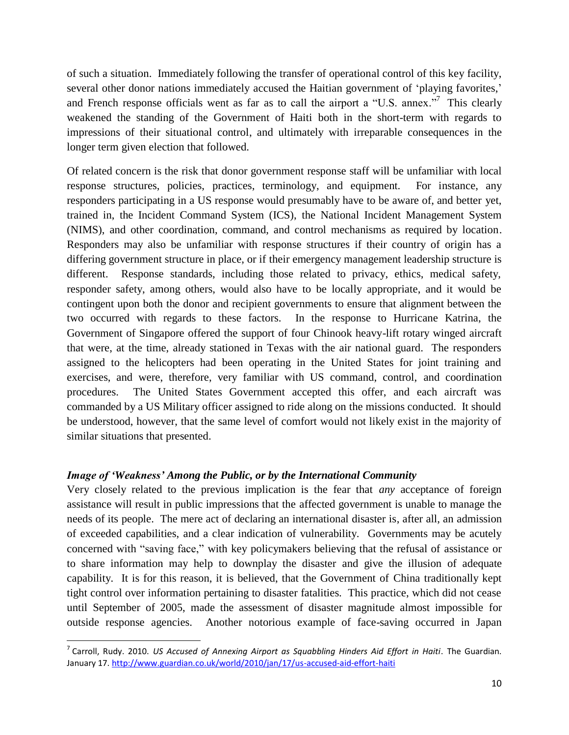of such a situation. Immediately following the transfer of operational control of this key facility, several other donor nations immediately accused the Haitian government of 'playing favorites,' and French response officials went as far as to call the airport a "U.S. annex."[7] This clearly weakened the standing of the Government of Haiti both in the short-term with regards to impressions of their situational control, and ultimately with irreparable consequences in the longer term given election that followed.

Of related concern is the risk that donor government response staff will be unfamiliar with local response structures, policies, practices, terminology, and equipment. For instance, any responders participating in a US response would presumably have to be aware of, and better yet, trained in, the Incident Command System (ICS), the National Incident Management System (NIMS), and other coordination, command, and control mechanisms as required by location. Responders may also be unfamiliar with response structures if their country of origin has a differing government structure in place, or if their emergency management leadership structure is different. Response standards, including those related to privacy, ethics, medical safety, responder safety, among others, would also have to be locally appropriate, and it would be contingent upon both the donor and recipient governments to ensure that alignment between the two occurred with regards to these factors. In the response to Hurricane Katrina, the Government of Singapore offered the support of four Chinook heavy-lift rotary winged aircraft that were, at the time, already stationed in Texas with the air national guard. The responders assigned to the helicopters had been operating in the United States for joint training and exercises, and were, therefore, very familiar with US command, control, and coordination procedures. The United States Government accepted this offer, and each aircraft was commanded by a US Military officer assigned to ride along on the missions conducted. It should be understood, however, that the same level of comfort would not likely exist in the majority of similar situations that presented.

### *Image of 'Weakness' Among the Public, or by the International Community*

Very closely related to the previous implication is the fear that *any* acceptance of foreign assistance will result in public impressions that the affected government is unable to manage the needs of its people. The mere act of declaring an international disaster is, after all, an admission of exceeded capabilities, and a clear indication of vulnerability. Governments may be acutely concerned with "saving face," with key policymakers believing that the refusal of assistance or to share information may help to downplay the disaster and give the illusion of adequate capability. It is for this reason, it is believed, that the Government of China traditionally kept tight control over information pertaining to disaster fatalities. This practice, which did not cease until September of 2005, made the assessment of disaster magnitude almost impossible for outside response agencies. Another notorious example of face-saving occurred in Japan

---

[7] Carroll, Rudy. 2010. *US Accused of Annexing Airport as Squabbling Hinders Aid Effort in Haiti*. The Guardian. January 17. http://www.guardian.co.uk/world/2010/jan/17/us-accused-aid-effort-haiti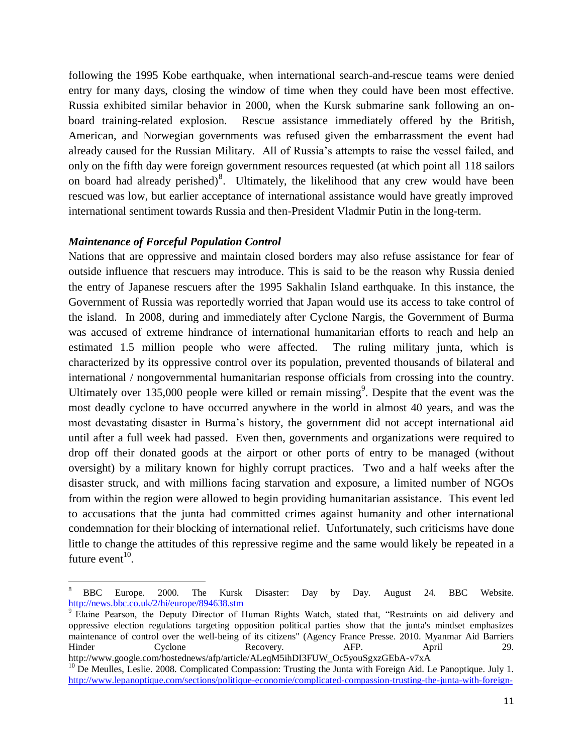following the 1995 Kobe earthquake, when international search-and-rescue teams were denied entry for many days, closing the window of time when they could have been most effective. Russia exhibited similar behavior in 2000, when the Kursk submarine sank following an on-board training-related explosion. Rescue assistance immediately offered by the British, American, and Norwegian governments was refused given the embarrassment the event had already caused for the Russian Military. All of Russia's attempts to raise the vessel failed, and only on the fifth day were foreign government resources requested (at which point all 118 sailors on board had already perished)[8]. Ultimately, the likelihood that any crew would have been rescued was low, but earlier acceptance of international assistance would have greatly improved international sentiment towards Russia and then-President Vladmir Putin in the long-term.

### *Maintenance of Forceful Population Control*

Nations that are oppressive and maintain closed borders may also refuse assistance for fear of outside influence that rescuers may introduce. This is said to be the reason why Russia denied the entry of Japanese rescuers after the 1995 Sakhalin Island earthquake. In this instance, the Government of Russia was reportedly worried that Japan would use its access to take control of the island. In 2008, during and immediately after Cyclone Nargis, the Government of Burma was accused of extreme hindrance of international humanitarian efforts to reach and help an estimated 1.5 million people who were affected. The ruling military junta, which is characterized by its oppressive control over its population, prevented thousands of bilateral and international / nongovernmental humanitarian response officials from crossing into the country. Ultimately over 135,000 people were killed or remain missing[9]. Despite that the event was the most deadly cyclone to have occurred anywhere in the world in almost 40 years, and was the most devastating disaster in Burma's history, the government did not accept international aid until after a full week had passed. Even then, governments and organizations were required to drop off their donated goods at the airport or other ports of entry to be managed (without oversight) by a military known for highly corrupt practices. Two and a half weeks after the disaster struck, and with millions facing starvation and exposure, a limited number of NGOs from within the region were allowed to begin providing humanitarian assistance. This event led to accusations that the junta had committed crimes against humanity and other international condemnation for their blocking of international relief. Unfortunately, such criticisms have done little to change the attitudes of this repressive regime and the same would likely be repeated in a future event[10].

---

[8] BBC Europe. 2000. The Kursk Disaster: Day by Day. August 24. BBC Website. http://news.bbc.co.uk/2/hi/europe/894638.stm

[9] Elaine Pearson, the Deputy Director of Human Rights Watch, stated that, "Restraints on aid delivery and oppressive election regulations targeting opposition political parties show that the junta's mindset emphasizes maintenance of control over the well-being of its citizens" (Agency France Presse. 2010. Myanmar Aid Barriers Hinder Cyclone Recovery. AFP. April 29. http://www.google.com/hostednews/afp/article/ALeqM5ihDI3FUW_Oc5youSgxzGEbA-v7xA

[10] De Meulles, Leslie. 2008. Complicated Compassion: Trusting the Junta with Foreign Aid. Le Panoptique. July 1. http://www.lepanoptique.com/sections/politique-economie/complicated-compassion-trusting-the-junta-with-foreign-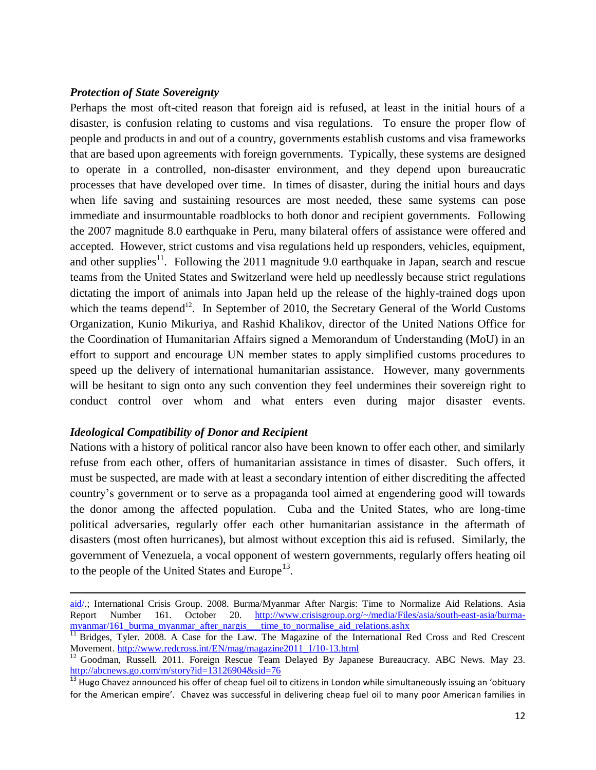### *Protection of State Sovereignty*

Perhaps the most oft-cited reason that foreign aid is refused, at least in the initial hours of a disaster, is confusion relating to customs and visa regulations. To ensure the proper flow of people and products in and out of a country, governments establish customs and visa frameworks that are based upon agreements with foreign governments. Typically, these systems are designed to operate in a controlled, non-disaster environment, and they depend upon bureaucratic processes that have developed over time. In times of disaster, during the initial hours and days when life saving and sustaining resources are most needed, these same systems can pose immediate and insurmountable roadblocks to both donor and recipient governments. Following the 2007 magnitude 8.0 earthquake in Peru, many bilateral offers of assistance were offered and accepted. However, strict customs and visa regulations held up responders, vehicles, equipment, and other supplies[11]. Following the 2011 magnitude 9.0 earthquake in Japan, search and rescue teams from the United States and Switzerland were held up needlessly because strict regulations dictating the import of animals into Japan held up the release of the highly-trained dogs upon which the teams depend[12]. In September of 2010, the Secretary General of the World Customs Organization, Kunio Mikuriya, and Rashid Khalikov, director of the United Nations Office for the Coordination of Humanitarian Affairs signed a Memorandum of Understanding (MoU) in an effort to support and encourage UN member states to apply simplified customs procedures to speed up the delivery of international humanitarian assistance. However, many governments will be hesitant to sign onto any such convention they feel undermines their sovereign right to conduct control over whom and what enters even during major disaster events.

### *Ideological Compatibility of Donor and Recipient*

Nations with a history of political rancor also have been known to offer each other, and similarly refuse from each other, offers of humanitarian assistance in times of disaster. Such offers, it must be suspected, are made with at least a secondary intention of either discrediting the affected country's government or to serve as a propaganda tool aimed at engendering good will towards the donor among the affected population. Cuba and the United States, who are long-time political adversaries, regularly offer each other humanitarian assistance in the aftermath of disasters (most often hurricanes), but almost without exception this aid is refused. Similarly, the government of Venezuela, a vocal opponent of western governments, regularly offers heating oil to the people of the United States and Europe[13].

---

aid/.; International Crisis Group. 2008. Burma/Myanmar After Nargis: Time to Normalize Aid Relations. Asia Report Number 161. October 20. http://www.crisisgroup.org/~/media/Files/asia/south-east-asia/burma-myanmar/161_burma_myanmar_after_nargis___time_to_normalise_aid_relations.ashx

[11] Bridges, Tyler. 2008. A Case for the Law. The Magazine of the International Red Cross and Red Crescent Movement. http://www.redcross.int/EN/mag/magazine2011_1/10-13.html

[12] Goodman, Russell. 2011. Foreign Rescue Team Delayed By Japanese Bureaucracy. ABC News. May 23. http://abcnews.go.com/m/story?id=13126904&sid=76

[13] Hugo Chavez announced his offer of cheap fuel oil to citizens in London while simultaneously issuing an 'obituary for the American empire'. Chavez was successful in delivering cheap fuel oil to many poor American families in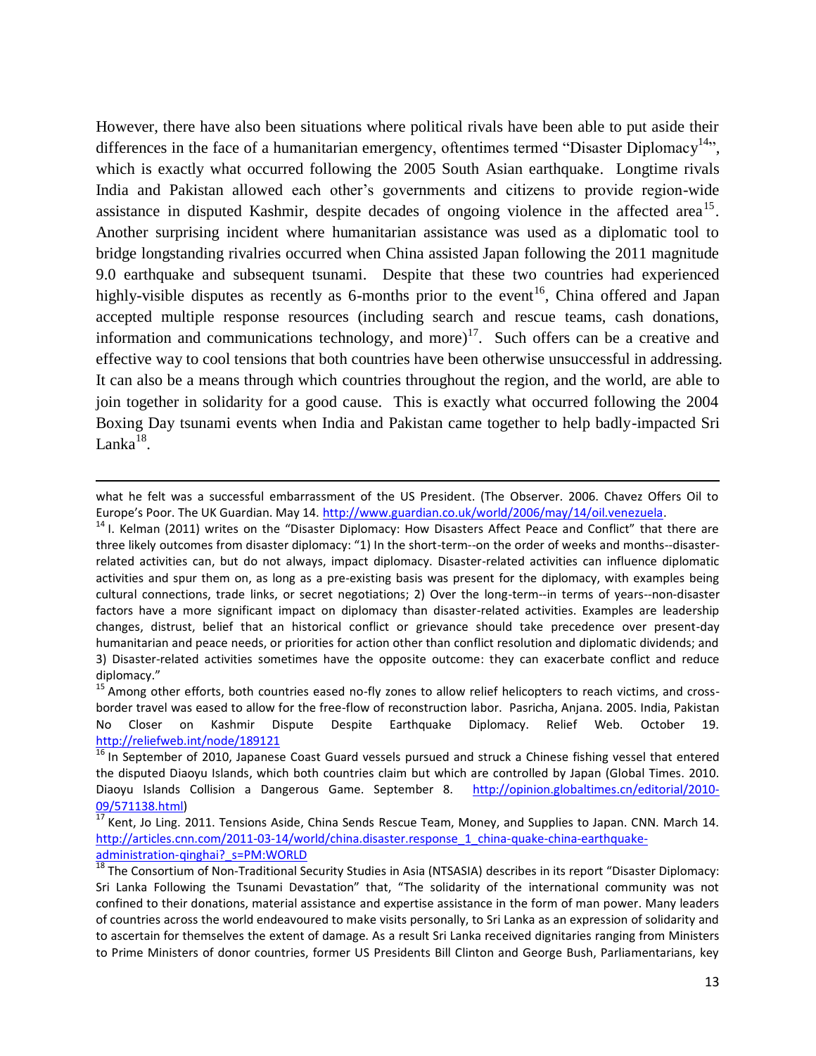However, there have also been situations where political rivals have been able to put aside their differences in the face of a humanitarian emergency, oftentimes termed "Disaster Diplomacy[14]", which is exactly what occurred following the 2005 South Asian earthquake. Longtime rivals India and Pakistan allowed each other's governments and citizens to provide region-wide assistance in disputed Kashmir, despite decades of ongoing violence in the affected area[15]. Another surprising incident where humanitarian assistance was used as a diplomatic tool to bridge longstanding rivalries occurred when China assisted Japan following the 2011 magnitude 9.0 earthquake and subsequent tsunami. Despite that these two countries had experienced highly-visible disputes as recently as 6-months prior to the event[16], China offered and Japan accepted multiple response resources (including search and rescue teams, cash donations, information and communications technology, and more)[17]. Such offers can be a creative and effective way to cool tensions that both countries have been otherwise unsuccessful in addressing. It can also be a means through which countries throughout the region, and the world, are able to join together in solidarity for a good cause. This is exactly what occurred following the 2004 Boxing Day tsunami events when India and Pakistan came together to help badly-impacted Sri Lanka[18].

---

what he felt was a successful embarrassment of the US President. (The Observer. 2006. Chavez Offers Oil to Europe's Poor. The UK Guardian. May 14. http://www.guardian.co.uk/world/2006/may/14/oil.venezuela.

[14] I. Kelman (2011) writes on the "Disaster Diplomacy: How Disasters Affect Peace and Conflict" that there are three likely outcomes from disaster diplomacy: "1) In the short-term--on the order of weeks and months--disaster-related activities can, but do not always, impact diplomacy. Disaster-related activities can influence diplomatic activities and spur them on, as long as a pre-existing basis was present for the diplomacy, with examples being cultural connections, trade links, or secret negotiations; 2) Over the long-term--in terms of years--non-disaster factors have a more significant impact on diplomacy than disaster-related activities. Examples are leadership changes, distrust, belief that an historical conflict or grievance should take precedence over present-day humanitarian and peace needs, or priorities for action other than conflict resolution and diplomatic dividends; and 3) Disaster-related activities sometimes have the opposite outcome: they can exacerbate conflict and reduce diplomacy."

[15] Among other efforts, both countries eased no-fly zones to allow relief helicopters to reach victims, and cross-border travel was eased to allow for the free-flow of reconstruction labor. Pasricha, Anjana. 2005. India, Pakistan No Closer on Kashmir Dispute Despite Earthquake Diplomacy. Relief Web. October 19. http://reliefweb.int/node/189121

[16] In September of 2010, Japanese Coast Guard vessels pursued and struck a Chinese fishing vessel that entered the disputed Diaoyu Islands, which both countries claim but which are controlled by Japan (Global Times. 2010. Diaoyu Islands Collision a Dangerous Game. September 8. http://opinion.globaltimes.cn/editorial/2010-09/571138.html)

[17] Kent, Jo Ling. 2011. Tensions Aside, China Sends Rescue Team, Money, and Supplies to Japan. CNN. March 14. http://articles.cnn.com/2011-03-14/world/china.disaster.response_1_china-quake-china-earthquake-administration-qinghai?_s=PM:WORLD

[18] The Consortium of Non-Traditional Security Studies in Asia (NTSASIA) describes in its report "Disaster Diplomacy: Sri Lanka Following the Tsunami Devastation" that, "The solidarity of the international community was not confined to their donations, material assistance and expertise assistance in the form of man power. Many leaders of countries across the world endeavoured to make visits personally, to Sri Lanka as an expression of solidarity and to ascertain for themselves the extent of damage. As a result Sri Lanka received dignitaries ranging from Ministers to Prime Ministers of donor countries, former US Presidents Bill Clinton and George Bush, Parliamentarians, key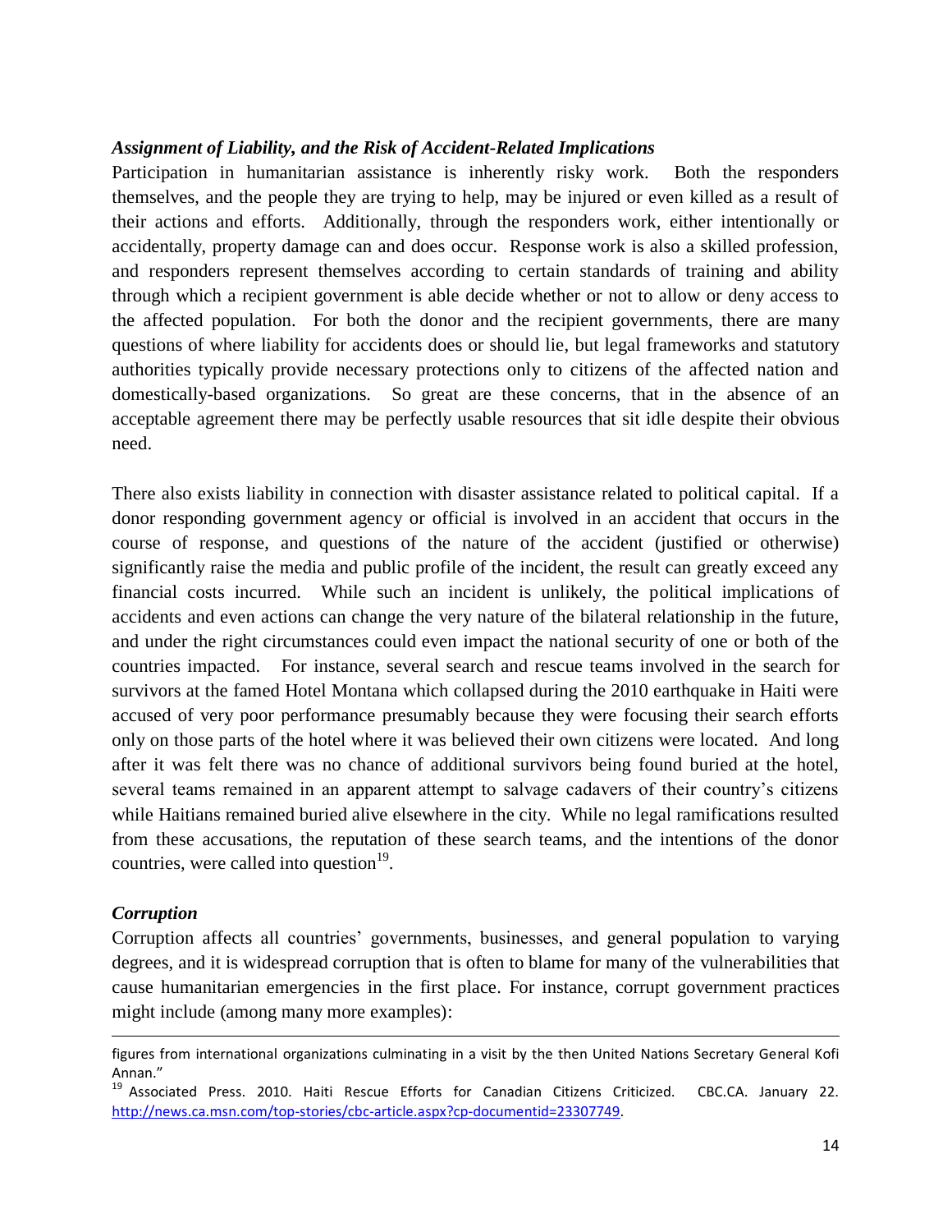### *Assignment of Liability, and the Risk of Accident-Related Implications*

Participation in humanitarian assistance is inherently risky work. Both the responders themselves, and the people they are trying to help, may be injured or even killed as a result of their actions and efforts. Additionally, through the responders work, either intentionally or accidentally, property damage can and does occur. Response work is also a skilled profession, and responders represent themselves according to certain standards of training and ability through which a recipient government is able decide whether or not to allow or deny access to the affected population. For both the donor and the recipient governments, there are many questions of where liability for accidents does or should lie, but legal frameworks and statutory authorities typically provide necessary protections only to citizens of the affected nation and domestically-based organizations. So great are these concerns, that in the absence of an acceptable agreement there may be perfectly usable resources that sit idle despite their obvious need.

There also exists liability in connection with disaster assistance related to political capital. If a donor responding government agency or official is involved in an accident that occurs in the course of response, and questions of the nature of the accident (justified or otherwise) significantly raise the media and public profile of the incident, the result can greatly exceed any financial costs incurred. While such an incident is unlikely, the political implications of accidents and even actions can change the very nature of the bilateral relationship in the future, and under the right circumstances could even impact the national security of one or both of the countries impacted. For instance, several search and rescue teams involved in the search for survivors at the famed Hotel Montana which collapsed during the 2010 earthquake in Haiti were accused of very poor performance presumably because they were focusing their search efforts only on those parts of the hotel where it was believed their own citizens were located. And long after it was felt there was no chance of additional survivors being found buried at the hotel, several teams remained in an apparent attempt to salvage cadavers of their country's citizens while Haitians remained buried alive elsewhere in the city. While no legal ramifications resulted from these accusations, the reputation of these search teams, and the intentions of the donor countries, were called into question[19].

### *Corruption*

Corruption affects all countries' governments, businesses, and general population to varying degrees, and it is widespread corruption that is often to blame for many of the vulnerabilities that cause humanitarian emergencies in the first place. For instance, corrupt government practices might include (among many more examples):

---

figures from international organizations culminating in a visit by the then United Nations Secretary General Kofi Annan."

[19] Associated Press. 2010. Haiti Rescue Efforts for Canadian Citizens Criticized. CBC.CA. January 22. http://news.ca.msn.com/top-stories/cbc-article.aspx?cp-documentid=23307749.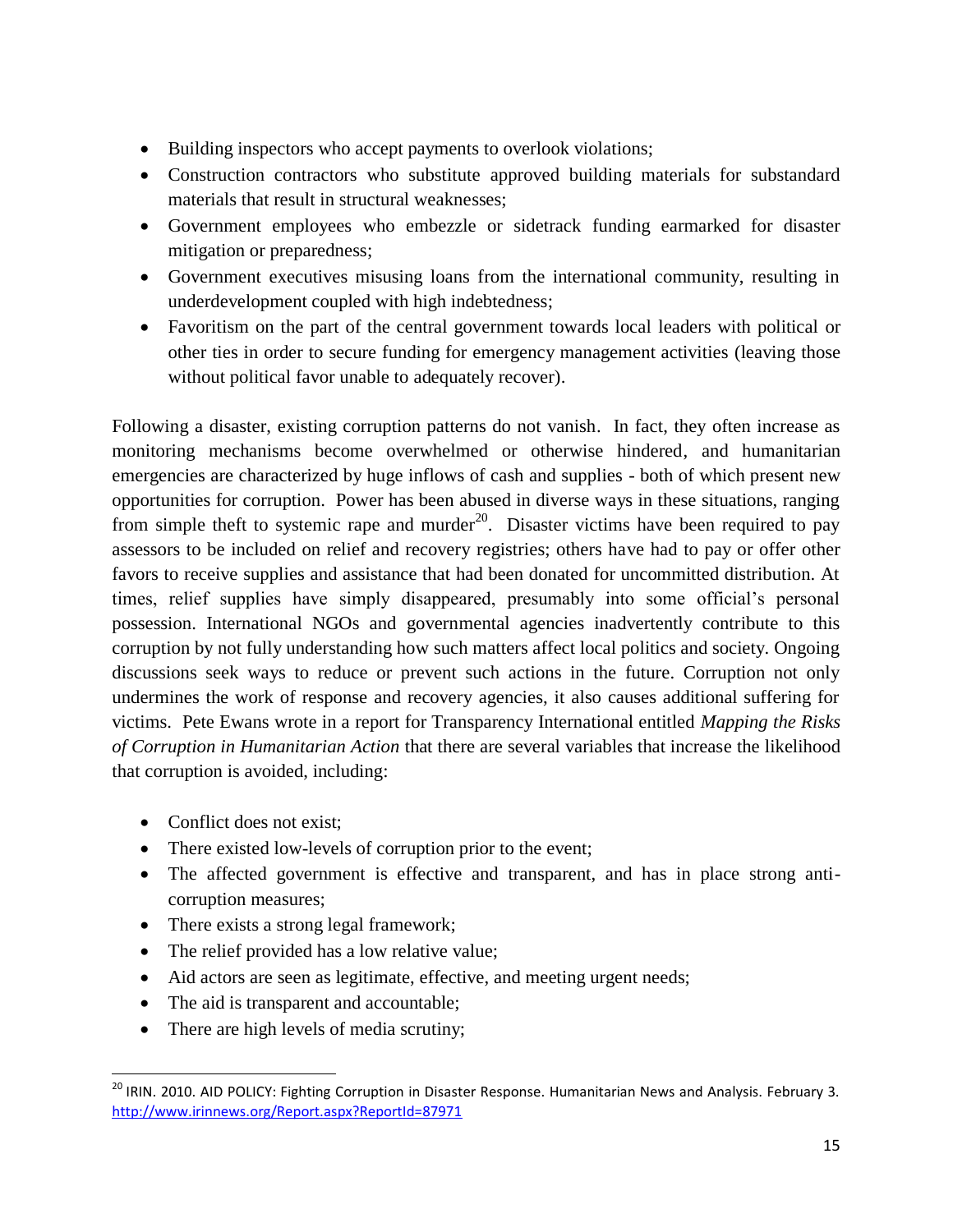- Building inspectors who accept payments to overlook violations;
- Construction contractors who substitute approved building materials for substandard materials that result in structural weaknesses;
- Government employees who embezzle or sidetrack funding earmarked for disaster mitigation or preparedness;
- Government executives misusing loans from the international community, resulting in underdevelopment coupled with high indebtedness;
- Favoritism on the part of the central government towards local leaders with political or other ties in order to secure funding for emergency management activities (leaving those without political favor unable to adequately recover).

Following a disaster, existing corruption patterns do not vanish. In fact, they often increase as monitoring mechanisms become overwhelmed or otherwise hindered, and humanitarian emergencies are characterized by huge inflows of cash and supplies - both of which present new opportunities for corruption. Power has been abused in diverse ways in these situations, ranging from simple theft to systemic rape and murder[20]. Disaster victims have been required to pay assessors to be included on relief and recovery registries; others have had to pay or offer other favors to receive supplies and assistance that had been donated for uncommitted distribution. At times, relief supplies have simply disappeared, presumably into some official's personal possession. International NGOs and governmental agencies inadvertently contribute to this corruption by not fully understanding how such matters affect local politics and society. Ongoing discussions seek ways to reduce or prevent such actions in the future. Corruption not only undermines the work of response and recovery agencies, it also causes additional suffering for victims. Pete Ewans wrote in a report for Transparency International entitled *Mapping the Risks of Corruption in Humanitarian Action* that there are several variables that increase the likelihood that corruption is avoided, including:

- Conflict does not exist;
- There existed low-levels of corruption prior to the event;
- The affected government is effective and transparent, and has in place strong anti-corruption measures;
- There exists a strong legal framework;
- The relief provided has a low relative value;
- Aid actors are seen as legitimate, effective, and meeting urgent needs;
- The aid is transparent and accountable;
- There are high levels of media scrutiny;

[20] IRIN. 2010. AID POLICY: Fighting Corruption in Disaster Response. Humanitarian News and Analysis. February 3. http://www.irinnews.org/Report.aspx?ReportId=87971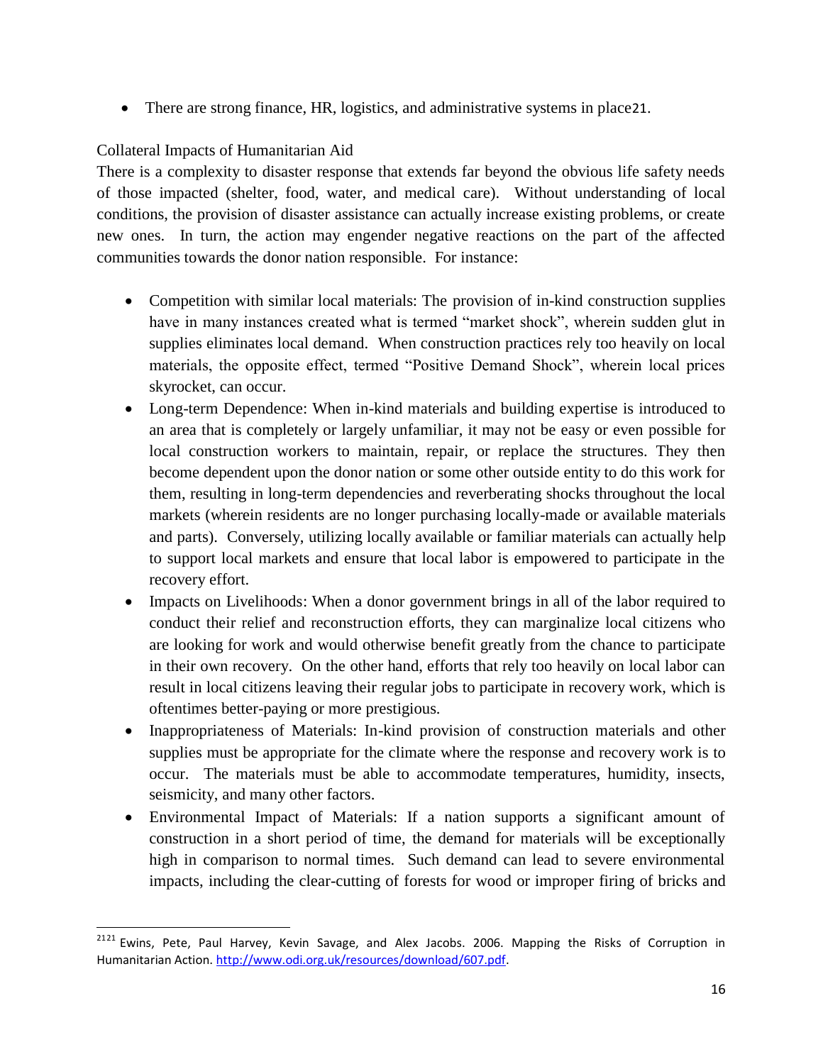- There are strong finance, HR, logistics, and administrative systems in place[21].

## Collateral Impacts of Humanitarian Aid

There is a complexity to disaster response that extends far beyond the obvious life safety needs of those impacted (shelter, food, water, and medical care). Without understanding of local conditions, the provision of disaster assistance can actually increase existing problems, or create new ones. In turn, the action may engender negative reactions on the part of the affected communities towards the donor nation responsible. For instance:

- Competition with similar local materials: The provision of in-kind construction supplies have in many instances created what is termed "market shock", wherein sudden glut in supplies eliminates local demand. When construction practices rely too heavily on local materials, the opposite effect, termed "Positive Demand Shock", wherein local prices skyrocket, can occur.
- Long-term Dependence: When in-kind materials and building expertise is introduced to an area that is completely or largely unfamiliar, it may not be easy or even possible for local construction workers to maintain, repair, or replace the structures. They then become dependent upon the donor nation or some other outside entity to do this work for them, resulting in long-term dependencies and reverberating shocks throughout the local markets (wherein residents are no longer purchasing locally-made or available materials and parts). Conversely, utilizing locally available or familiar materials can actually help to support local markets and ensure that local labor is empowered to participate in the recovery effort.
- Impacts on Livelihoods: When a donor government brings in all of the labor required to conduct their relief and reconstruction efforts, they can marginalize local citizens who are looking for work and would otherwise benefit greatly from the chance to participate in their own recovery. On the other hand, efforts that rely too heavily on local labor can result in local citizens leaving their regular jobs to participate in recovery work, which is oftentimes better-paying or more prestigious.
- Inappropriateness of Materials: In-kind provision of construction materials and other supplies must be appropriate for the climate where the response and recovery work is to occur. The materials must be able to accommodate temperatures, humidity, insects, seismicity, and many other factors.
- Environmental Impact of Materials: If a nation supports a significant amount of construction in a short period of time, the demand for materials will be exceptionally high in comparison to normal times. Such demand can lead to severe environmental impacts, including the clear-cutting of forests for wood or improper firing of bricks and

---

[2121] Ewins, Pete, Paul Harvey, Kevin Savage, and Alex Jacobs. 2006. Mapping the Risks of Corruption in Humanitarian Action. http://www.odi.org.uk/resources/download/607.pdf.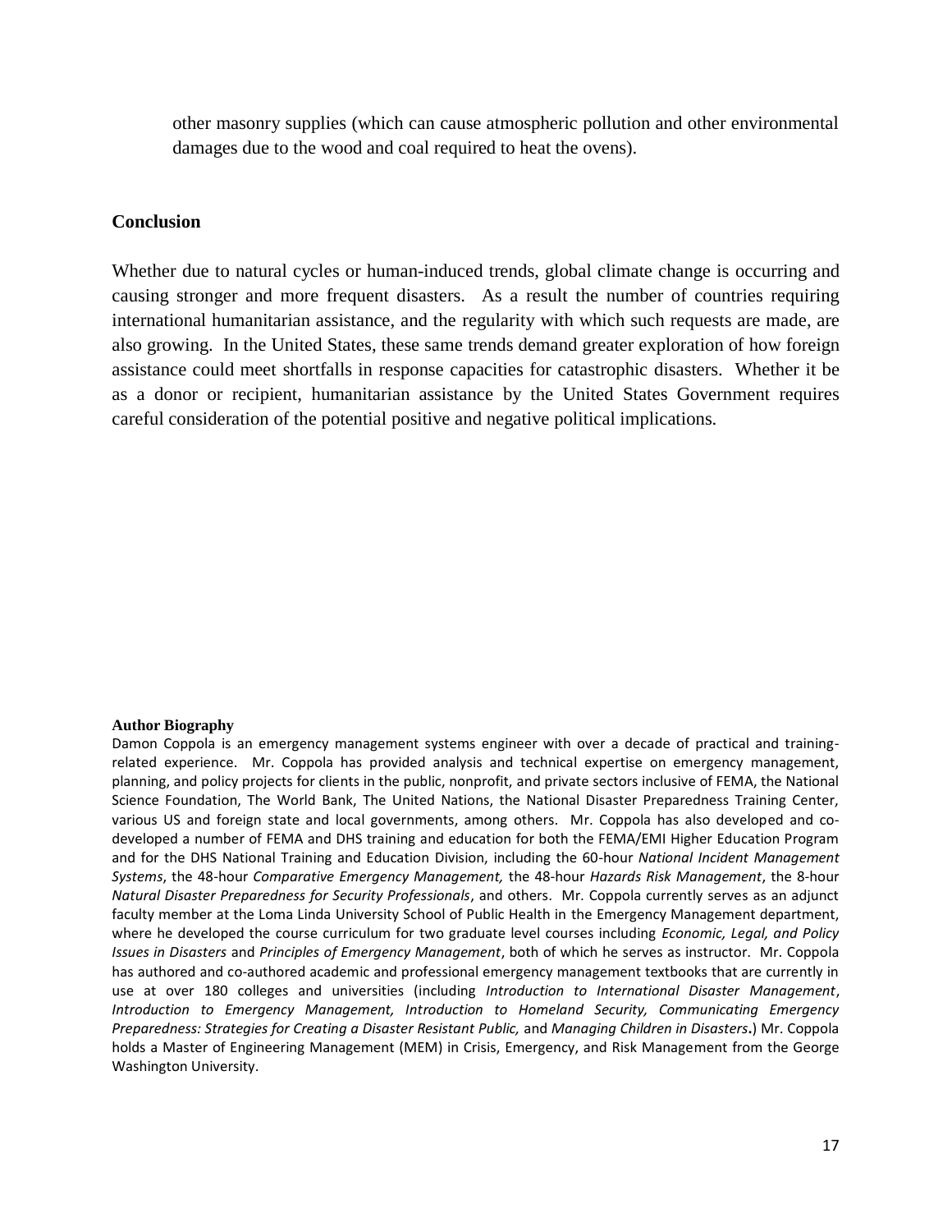other masonry supplies (which can cause atmospheric pollution and other environmental damages due to the wood and coal required to heat the ovens).

## Conclusion

Whether due to natural cycles or human-induced trends, global climate change is occurring and causing stronger and more frequent disasters. As a result the number of countries requiring international humanitarian assistance, and the regularity with which such requests are made, are also growing. In the United States, these same trends demand greater exploration of how foreign assistance could meet shortfalls in response capacities for catastrophic disasters. Whether it be as a donor or recipient, humanitarian assistance by the United States Government requires careful consideration of the potential positive and negative political implications.

**Author Biography**

Damon Coppola is an emergency management systems engineer with over a decade of practical and training-related experience. Mr. Coppola has provided analysis and technical expertise on emergency management, planning, and policy projects for clients in the public, nonprofit, and private sectors inclusive of FEMA, the National Science Foundation, The World Bank, The United Nations, the National Disaster Preparedness Training Center, various US and foreign state and local governments, among others. Mr. Coppola has also developed and co-developed a number of FEMA and DHS training and education for both the FEMA/EMI Higher Education Program and for the DHS National Training and Education Division, including the 60-hour *National Incident Management Systems*, the 48-hour *Comparative Emergency Management,* the 48-hour *Hazards Risk Management*, the 8-hour *Natural Disaster Preparedness for Security Professionals*, and others. Mr. Coppola currently serves as an adjunct faculty member at the Loma Linda University School of Public Health in the Emergency Management department, where he developed the course curriculum for two graduate level courses including *Economic, Legal, and Policy Issues in Disasters* and *Principles of Emergency Management*, both of which he serves as instructor. Mr. Coppola has authored and co-authored academic and professional emergency management textbooks that are currently in use at over 180 colleges and universities (including *Introduction to International Disaster Management*, *Introduction to Emergency Management, Introduction to Homeland Security, Communicating Emergency Preparedness: Strategies for Creating a Disaster Resistant Public,* and *Managing Children in Disasters*.) Mr. Coppola holds a Master of Engineering Management (MEM) in Crisis, Emergency, and Risk Management from the George Washington University.